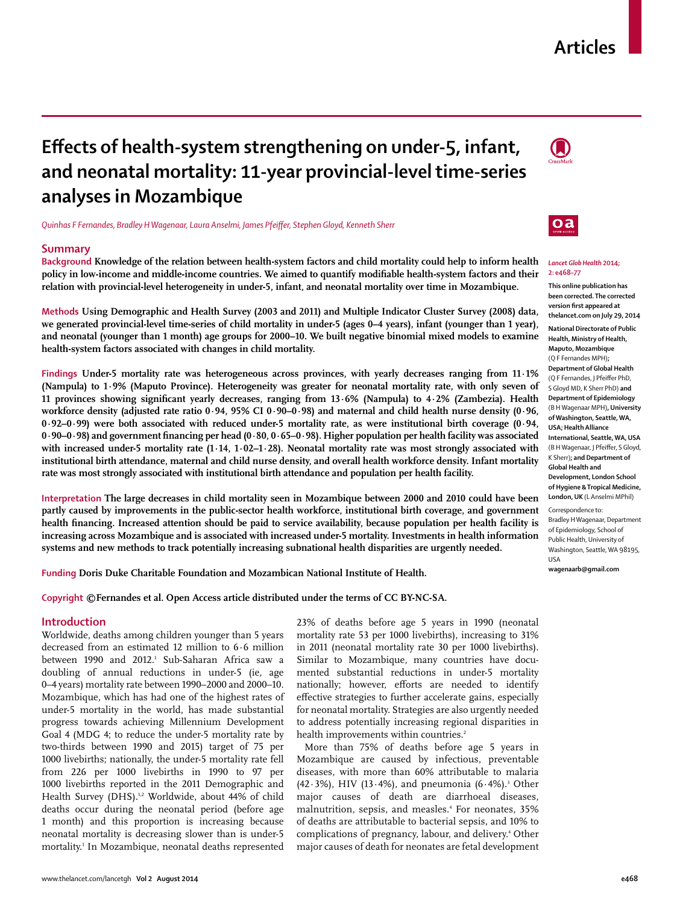# Effects of health-system strengthening on under-5, infant, and neonatal mortality: 11-year provincial-level time-series analyses in Mozambique

*Quinhas F Fernandes, Bradley H Wagenaar, Laura Anselmi, James Pfeiffer, Stephen Gloyd, Kenneth Sherr*

## Summary

**Background** Knowledge of the relation between health-system factors and child mortality could help to inform health policy in low-income and middle-income countries. We aimed to quantify modifiable health-system factors and their relation with provincial-level heterogeneity in under-5, infant, and neonatal mortality over time in Mozambique.

**Methods** Using Demographic and Health Survey (2003 and 2011) and Multiple Indicator Cluster Survey (2008) data, we generated provincial-level time-series of child mortality in under-5 (ages 0–4 years), infant (younger than 1 year), and neonatal (younger than 1 month) age groups for 2000–10. We built negative binomial mixed models to examine health-system factors associated with changes in child mortality.

**Findings** Under-5 mortality rate was heterogeneous across provinces, with yearly decreases ranging from 11·1% (Nampula) to 1·9% (Maputo Province). Heterogeneity was greater for neonatal mortality rate, with only seven of 11 provinces showing significant yearly decreases, ranging from 13·6% (Nampula) to 4·2% (Zambezia). Health workforce density (adjusted rate ratio 0·94, 95% CI 0·90–0·98) and maternal and child health nurse density (0·96, 0·92–0·99) were both associated with reduced under-5 mortality rate, as were institutional birth coverage (0·94, 0·90–0·98) and government financing per head (0·80, 0·65–0·98). Higher population per health facility was associated with increased under-5 mortality rate (1·14, 1·02–1·28). Neonatal mortality rate was most strongly associated with institutional birth attendance, maternal and child nurse density, and overall health workforce density. Infant mortality rate was most strongly associated with institutional birth attendance and population per health facility.

**Interpretation** The large decreases in child mortality seen in Mozambique between 2000 and 2010 could have been partly caused by improvements in the public-sector health workforce, institutional birth coverage, and government health financing. Increased attention should be paid to service availability, because population per health facility is increasing across Mozambique and is associated with increased under-5 mortality. Investments in health information systems and new methods to track potentially increasing subnational health disparities are urgently needed.

**Funding** Doris Duke Charitable Foundation and Mozambican National Institute of Health.

**Copyright** ©Fernandes et al. Open Access article distributed under the terms of CC BY-NC-SA.

*Lancet Glob Health* 2014; 2: e468–77

This online publication has been corrected. The corrected version first appeared at thelancet.com on July 29, 2014

National Directorate of Public Health, Ministry of Health, Maputo, Mozambique (Q F Fernandes MPH); Department of Global Health (Q F Fernandes, J Pfeiffer PhD, S Gloyd MD, K Sherr PhD) and Department of Epidemiology (B H Wagenaar MPH), University of Washington, Seattle, WA, USA; Health Alliance International, Seattle, WA, USA (B H Wagenaar, J Pfeiffer, S Gloyd, K Sherr); and Department of Global Health and Development, London School of Hygiene & Tropical Medicine, London, UK (L Anselmi MPhil)

Correspondence to: Bradley H Wagenaar, Department of Epidemiology, School of Public Health, University of Washington, Seattle, WA 98195, USA wagenaarb@gmail.com

## Introduction

Worldwide, deaths among children younger than 5 years decreased from an estimated 12 million to 6·6 million between 1990 and 2012.[1] Sub-Saharan Africa saw a doubling of annual reductions in under-5 (ie, age 0–4 years) mortality rate between 1990–2000 and 2000–10. Mozambique, which has had one of the highest rates of under-5 mortality in the world, has made substantial progress towards achieving Millennium Development Goal 4 (MDG 4; to reduce the under-5 mortality rate by two-thirds between 1990 and 2015) target of 75 per 1000 livebirths; nationally, the under-5 mortality rate fell from 226 per 1000 livebirths in 1990 to 97 per 1000 livebirths reported in the 2011 Demographic and Health Survey (DHS).[1,2] Worldwide, about 44% of child deaths occur during the neonatal period (before age 1 month) and this proportion is increasing because neonatal mortality is decreasing slower than is under-5 mortality.[1] In Mozambique, neonatal deaths represented 23% of deaths before age 5 years in 1990 (neonatal mortality rate 53 per 1000 livebirths), increasing to 31% in 2011 (neonatal mortality rate 30 per 1000 livebirths). Similar to Mozambique, many countries have documented substantial reductions in under-5 mortality nationally; however, efforts are needed to identify effective strategies to further accelerate gains, especially for neonatal mortality. Strategies are also urgently needed to address potentially increasing regional disparities in health improvements within countries.[2]

More than 75% of deaths before age 5 years in Mozambique are caused by infectious, preventable diseases, with more than 60% attributable to malaria (42·3%), HIV (13·4%), and pneumonia (6·4%).[3] Other major causes of death are diarrhoeal diseases, malnutrition, sepsis, and measles.[4] For neonates, 35% of deaths are attributable to bacterial sepsis, and 10% to complications of pregnancy, labour, and delivery.[4] Other major causes of death for neonates are fetal development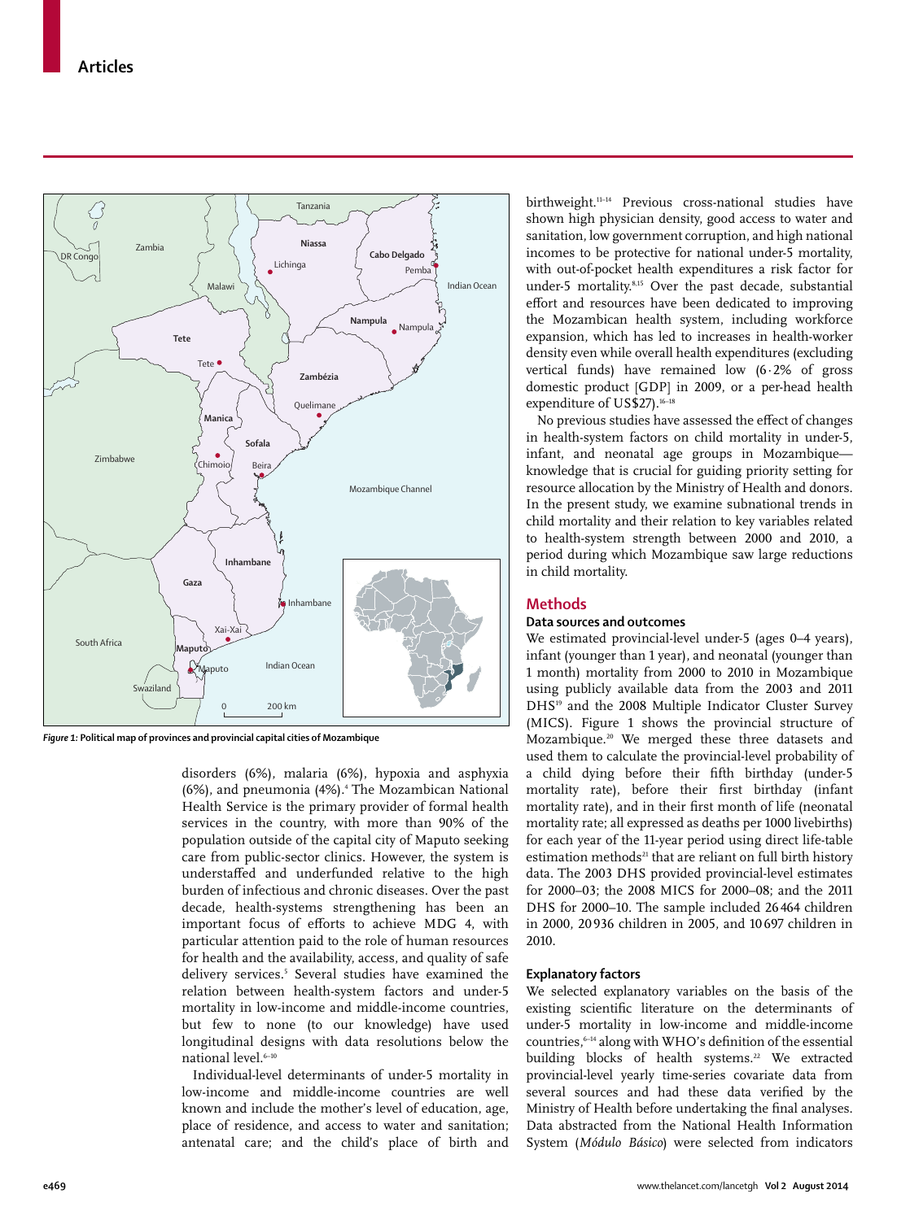Figure 1: Political map of provinces and provincial capital cities of Mozambique

disorders (6%), malaria (6%), hypoxia and asphyxia (6%), and pneumonia (4%).[4] The Mozambican National Health Service is the primary provider of formal health services in the country, with more than 90% of the population outside of the capital city of Maputo seeking care from public-sector clinics. However, the system is understaffed and underfunded relative to the high burden of infectious and chronic diseases. Over the past decade, health-systems strengthening has been an important focus of efforts to achieve MDG 4, with particular attention paid to the role of human resources for health and the availability, access, and quality of safe delivery services.[5] Several studies have examined the relation between health-system factors and under-5 mortality in low-income and middle-income countries, but few to none (to our knowledge) have used longitudinal designs with data resolutions below the national level.[6–10]

Individual-level determinants of under-5 mortality in low-income and middle-income countries are well known and include the mother's level of education, age, place of residence, and access to water and sanitation; antenatal care; and the child's place of birth and birthweight.[11–14] Previous cross-national studies have shown high physician density, good access to water and sanitation, low government corruption, and high national incomes to be protective for national under-5 mortality, with out-of-pocket health expenditures a risk factor for under-5 mortality.[8,15] Over the past decade, substantial effort and resources have been dedicated to improving the Mozambican health system, including workforce expansion, which has led to increases in health-worker density even while overall health expenditures (excluding vertical funds) have remained low (6·2% of gross domestic product [GDP] in 2009, or a per-head health expenditure of US$27).[16–18]

No previous studies have assessed the effect of changes in health-system factors on child mortality in under-5, infant, and neonatal age groups in Mozambique—knowledge that is crucial for guiding priority setting for resource allocation by the Ministry of Health and donors. In the present study, we examine subnational trends in child mortality and their relation to key variables related to health-system strength between 2000 and 2010, a period during which Mozambique saw large reductions in child mortality.

## Methods

### Data sources and outcomes

We estimated provincial-level under-5 (ages 0–4 years), infant (younger than 1 year), and neonatal (younger than 1 month) mortality from 2000 to 2010 in Mozambique using publicly available data from the 2003 and 2011 DHS[19] and the 2008 Multiple Indicator Cluster Survey (MICS). Figure 1 shows the provincial structure of Mozambique.[20] We merged these three datasets and used them to calculate the provincial-level probability of a child dying before their fifth birthday (under-5 mortality rate), before their first birthday (infant mortality rate), and in their first month of life (neonatal mortality rate; all expressed as deaths per 1000 livebirths) for each year of the 11-year period using direct life-table estimation methods[21] that are reliant on full birth history data. The 2003 DHS provided provincial-level estimates for 2000–03; the 2008 MICS for 2000–08; and the 2011 DHS for 2000–10. The sample included 26 464 children in 2000, 20 936 children in 2005, and 10 697 children in 2010.

### Explanatory factors

We selected explanatory variables on the basis of the existing scientific literature on the determinants of under-5 mortality in low-income and middle-income countries,[6–14] along with WHO's definition of the essential building blocks of health systems.[22] We extracted provincial-level yearly time-series covariate data from several sources and had these data verified by the Ministry of Health before undertaking the final analyses. Data abstracted from the National Health Information System (*Módulo Básico*) were selected from indicators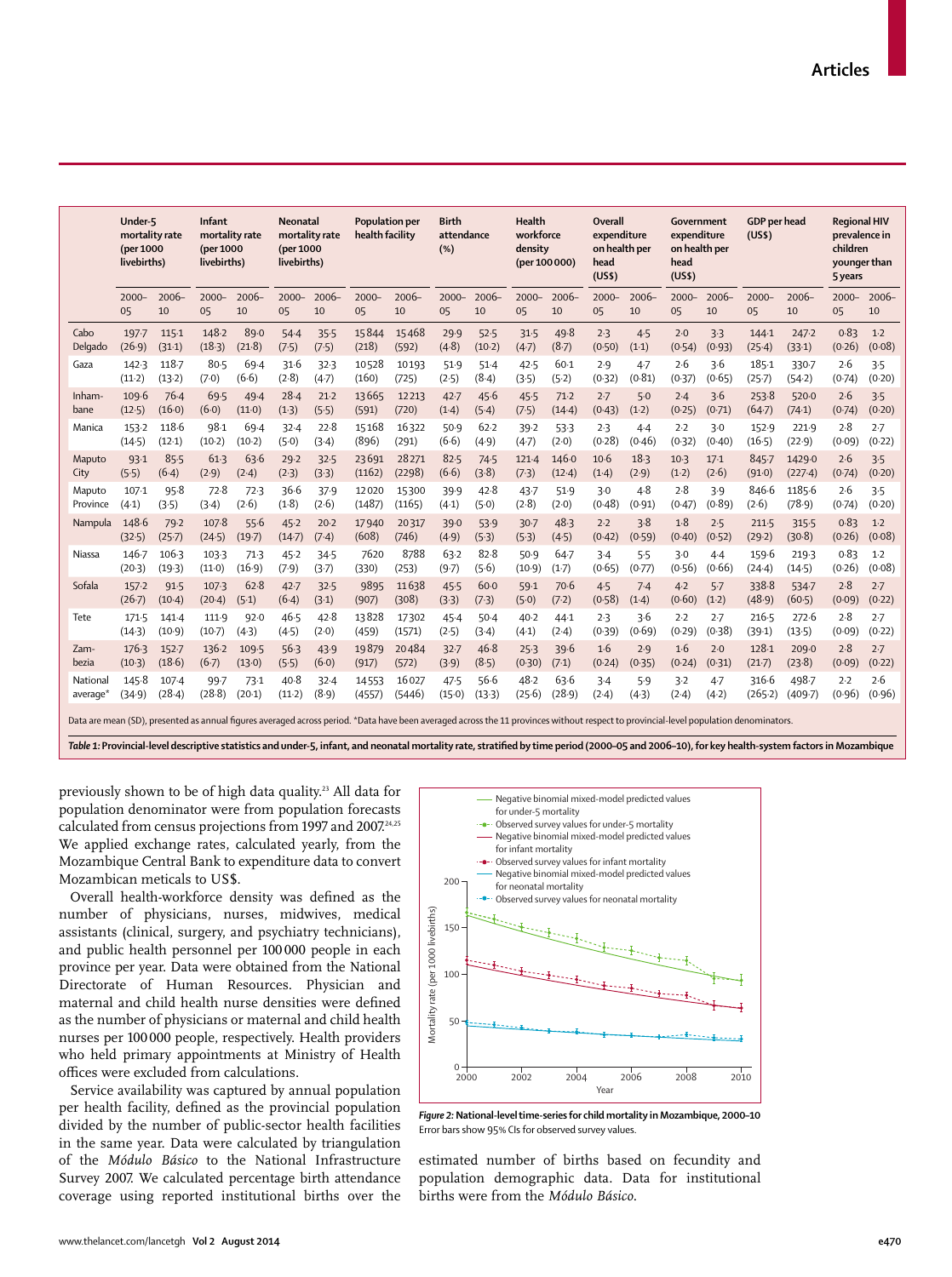| | Under-5 mortality rate (per 1000 livebirths) | | Infant mortality rate (per 1000 livebirths) | | Neonatal mortality rate (per 1000 livebirths) | | Population per health facility | | Birth attendance (%) | | Health workforce density (per 100 000) | | Overall expenditure on health per head (US$) | | Government expenditure on health per head (US$) | | GDP per head (US$) | | Regional HIV prevalence in children younger than 5 years | |
|---|---|---|---|---|---|---|---|---|---|---|---|---|---|---|---|---|---|---|---|---|
| | 2000–05 | 2006–10 | 2000–05 | 2006–10 | 2000–05 | 2006–10 | 2000–05 | 2006–10 | 2000–05 | 2006–10 | 2000–05 | 2006–10 | 2000–05 | 2006–10 | 2000–05 | 2006–10 | 2000–05 | 2006–10 | 2000–05 | 2006–10 |
| Cabo Delgado | 197·7 (26·9) | 115·1 (31·1) | 148·2 (18·3) | 89·0 (21·8) | 54·4 (7·5) | 35·5 (7·5) | 15 844 (218) | 15 468 (592) | 29·9 (4·8) | 52·5 (10·2) | 31·5 (4·7) | 49·8 (8·7) | 2·3 (0·50) | 4·5 (1·1) | 2·0 (0·54) | 3·3 (0·93) | 144·1 (25·4) | 247·2 (33·1) | 0·83 (0·26) | 1·2 (0·08) |
| Gaza | 142·3 (11·2) | 118·7 (13·2) | 80·5 (7·0) | 69·4 (6·6) | 31·6 (2·8) | 32·3 (4·7) | 10 528 (160) | 10 193 (725) | 51·9 (2·5) | 51·4 (8·4) | 42·5 (3·5) | 60·1 (5·2) | 2·9 (0·32) | 4·7 (0·81) | 2·6 (0·37) | 3·6 (0·65) | 185·1 (25·7) | 330·7 (54·2) | 2·6 (0·74) | 3·5 (0·20) |
| Inhambane | 109·6 (12·5) | 76·4 (16·0) | 69·5 (6·0) | 49·4 (11·0) | 28·4 (1·3) | 21·2 (5·5) | 13 665 (591) | 12 213 (720) | 42·7 (1·4) | 45·6 (5·4) | 45·5 (7·5) | 71·2 (14·4) | 2·7 (0·43) | 5·0 (1·2) | 2·4 (0·25) | 3·6 (0·71) | 253·8 (64·7) | 520·0 (74·1) | 2·6 (0·74) | 3·5 (0·20) |
| Manica | 153·2 (14·5) | 118·6 (12·1) | 98·1 (10·2) | 69·4 (10·2) | 32·4 (5·0) | 22·8 (3·4) | 15 168 (896) | 16 322 (291) | 50·9 (6·6) | 62·2 (4·9) | 39·2 (4·7) | 53·3 (2·0) | 2·3 (0·28) | 4·4 (0·46) | 2·2 (0·32) | 3·0 (0·40) | 152·9 (16·5) | 221·9 (22·9) | 2·8 (0·09) | 2·7 (0·22) |
| Maputo City | 93·1 (5·5) | 85·5 (6·4) | 61·3 (2·9) | 63·6 (2·4) | 29·2 (2·3) | 32·5 (3·3) | 23 691 (1162) | 28 271 (2298) | 82·5 (6·6) | 74·5 (3·8) | 121·4 (7·3) | 146·0 (12·4) | 10·6 (1·4) | 18·3 (2·9) | 10·3 (1·2) | 17·1 (2·6) | 845·7 (91·0) | 1429·0 (227·4) | 2·6 (0·74) | 3·5 (0·20) |
| Maputo Province | 107·1 (4·1) | 95·8 (3·5) | 72·8 (3·4) | 72·3 (2·6) | 36·6 (1·8) | 37·9 (2·6) | 12 020 (1487) | 15 300 (1165) | 39·9 (4·1) | 42·8 (5·0) | 43·7 (2·8) | 51·9 (2·0) | 3·0 (0·48) | 4·8 (0·91) | 2·8 (0·47) | 3·9 (0·89) | 846·6 (2·6) | 1185·6 (78·9) | 2·6 (0·74) | 3·5 (0·20) |
| Nampula | 148·6 (32·5) | 79·2 (25·7) | 107·8 (24·5) | 55·6 (19·7) | 45·2 (14·7) | 20·2 (7·4) | 17 940 (608) | 20 317 (746) | 39·0 (4·9) | 53·9 (5·3) | 30·7 (5·3) | 48·3 (4·5) | 2·2 (0·42) | 3·8 (0·59) | 1·8 (0·40) | 2·5 (0·52) | 211·5 (29·2) | 315·5 (30·8) | 0·83 (0·26) | 1·2 (0·08) |
| Niassa | 146·7 (20·3) | 106·3 (19·3) | 103·3 (11·0) | 71·3 (16·9) | 45·2 (7·9) | 34·5 (3·7) | 7620 (330) | 8788 (253) | 63·2 (9·7) | 82·8 (5·6) | 50·9 (10·9) | 64·7 (1·7) | 3·4 (0·65) | 5·5 (0·77) | 3·0 (0·56) | 4·4 (0·66) | 159·6 (24·4) | 219·3 (14·5) | 0·83 (0·26) | 1·2 (0·08) |
| Sofala | 157·2 (26·7) | 91·5 (10·4) | 107·3 (20·4) | 62·8 (5·1) | 42·7 (6·4) | 32·5 (3·1) | 9895 (907) | 11 638 (308) | 45·5 (3·3) | 60·0 (7·3) | 59·1 (5·0) | 70·6 (7·2) | 4·5 (0·58) | 7·4 (1·4) | 4·2 (0·60) | 5·7 (1·2) | 338·8 (48·9) | 534·7 (60·5) | 2·8 (0·09) | 2·7 (0·22) |
| Tete | 171·5 (14·3) | 141·4 (10·9) | 111·9 (10·7) | 92·0 (4·3) | 46·5 (4·5) | 42·8 (2·0) | 13 828 (459) | 17 302 (1571) | 45·4 (2·5) | 50·4 (3·4) | 40·2 (4·1) | 44·1 (2·4) | 2·3 (0·39) | 3·6 (0·69) | 2·2 (0·29) | 2·7 (0·38) | 216·5 (39·1) | 272·6 (13·5) | 2·8 (0·09) | 2·7 (0·22) |
| Zambezia | 176·3 (10·3) | 152·7 (18·6) | 136·2 (6·7) | 109·5 (13·0) | 56·3 (5·5) | 43·9 (6·0) | 19 879 (917) | 20 484 (572) | 32·7 (3·9) | 46·8 (8·5) | 25·3 (0·30) | 39·6 (7·1) | 1·6 (0·24) | 2·9 (0·35) | 1·6 (0·24) | 2·0 (0·31) | 128·1 (21·7) | 209·0 (23·8) | 2·8 (0·09) | 2·7 (0·22) |
| National average* | 145·8 (34·9) | 107·4 (28·4) | 99·7 (28·8) | 73·1 (20·1) | 40·8 (11·2) | 32·4 (8·9) | 14 553 (4557) | 16 027 (5446) | 47·5 (15·0) | 56·6 (13·3) | 48·2 (25·6) | 63·6 (28·9) | 3·4 (2·4) | 5·9 (4·3) | 3·2 (2·4) | 4·7 (4·2) | 316·6 (265·2) | 498·7 (409·7) | 2·2 (0·96) | 2·6 (0·96) |

Data are mean (SD), presented as annual figures averaged across period. *Data have been averaged across the 11 provinces without respect to provincial-level population denominators.

***Table 1:*** **Provincial-level descriptive statistics and under-5, infant, and neonatal mortality rate, stratified by time period (2000–05 and 2006–10), for key health-system factors in Mozambique**

previously shown to be of high data quality.[23] All data for population denominator were from population forecasts calculated from census projections from 1997 and 2007.[24,25] We applied exchange rates, calculated yearly, from the Mozambique Central Bank to expenditure data to convert Mozambican meticals to US$.

Overall health-workforce density was defined as the number of physicians, nurses, midwives, medical assistants (clinical, surgery, and psychiatry technicians), and public health personnel per 100 000 people in each province per year. Data were obtained from the National Directorate of Human Resources. Physician and maternal and child health nurse densities were defined as the number of physicians or maternal and child health nurses per 100 000 people, respectively. Health providers who held primary appointments at Ministry of Health offices were excluded from calculations.

Service availability was captured by annual population per health facility, defined as the provincial population divided by the number of public-sector health facilities in the same year. Data were calculated by triangulation of the *Módulo Básico* to the National Infrastructure Survey 2007. We calculated percentage birth attendance coverage using reported institutional births over the estimated number of births based on fecundity and population demographic data. Data for institutional births were from the *Módulo Básico*.

***Figure 2:*** **National-level time-series for child mortality in Mozambique, 2000–10**
Error bars show 95% CIs for observed survey values.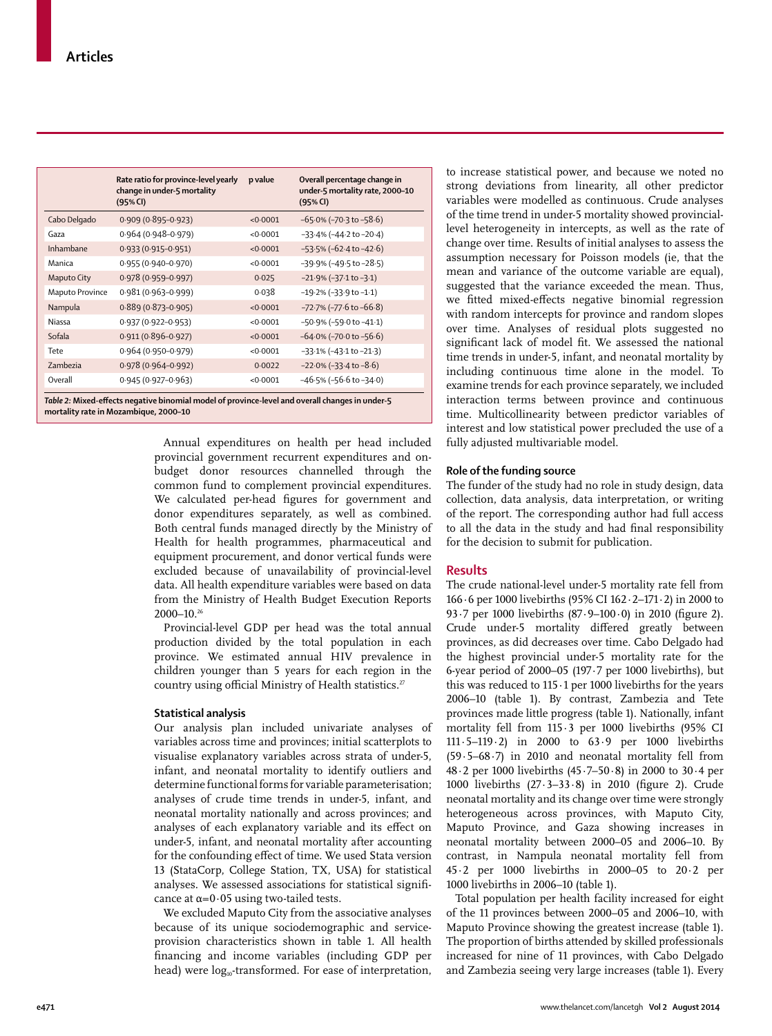| | Rate ratio for province-level yearly change in under-5 mortality (95% CI) | p value | Overall percentage change in under-5 mortality rate, 2000–10 (95% CI) |
|---|---|---|---|
| Cabo Delgado | 0·909 (0·895–0·923) | <0·0001 | −65·0% (−70·3 to −58·6) |
| Gaza | 0·964 (0·948–0·979) | <0·0001 | −33·4% (−44·2 to −20·4) |
| Inhambane | 0·933 (0·915–0·951) | <0·0001 | −53·5% (−62·4 to −42·6) |
| Manica | 0·955 (0·940–0·970) | <0·0001 | −39·9% (−49·5 to −28·5) |
| Maputo City | 0·978 (0·959–0·997) | 0·025 | −21·9% (−37·1 to −3·1) |
| Maputo Province | 0·981 (0·963–0·999) | 0·038 | −19·2% (−33·9 to −1·1) |
| Nampula | 0·889 (0·873–0·905) | <0·0001 | −72·7% (−77·6 to −66·8) |
| Niassa | 0·937 (0·922–0·953) | <0·0001 | −50·9% (−59·0 to −41·1) |
| Sofala | 0·911 (0·896–0·927) | <0·0001 | −64·0% (−70·0 to −56·6) |
| Tete | 0·964 (0·950–0·979) | <0·0001 | −33·1% (−43·1 to −21·3) |
| Zambezia | 0·978 (0·964–0·992) | 0·0022 | −22·0% (−33·4 to −8·6) |
| Overall | 0·945 (0·927–0·963) | <0·0001 | −46·5% (−56·6 to −34·0) |

*Table 2:* **Mixed-effects negative binomial model of province-level and overall changes in under-5 mortality rate in Mozambique, 2000–10**

Annual expenditures on health per head included provincial government recurrent expenditures and on-budget donor resources channelled through the common fund to complement provincial expenditures. We calculated per-head figures for government and donor expenditures separately, as well as combined. Both central funds managed directly by the Ministry of Health for health programmes, pharmaceutical and equipment procurement, and donor vertical funds were excluded because of unavailability of provincial-level data. All health expenditure variables were based on data from the Ministry of Health Budget Execution Reports 2000–10.[26]

Provincial-level GDP per head was the total annual production divided by the total population in each province. We estimated annual HIV prevalence in children younger than 5 years for each region in the country using official Ministry of Health statistics.[27]

### Statistical analysis

Our analysis plan included univariate analyses of variables across time and provinces; initial scatterplots to visualise explanatory variables across strata of under-5, infant, and neonatal mortality to identify outliers and determine functional forms for variable parameterisation; analyses of crude time trends in under-5, infant, and neonatal mortality nationally and across provinces; and analyses of each explanatory variable and its effect on under-5, infant, and neonatal mortality after accounting for the confounding effect of time. We used Stata version 13 (StataCorp, College Station, TX, USA) for statistical analyses. We assessed associations for statistical significance at $\alpha=0{\cdot}05$ using two-tailed tests.

We excluded Maputo City from the associative analyses because of its unique sociodemographic and service-provision characteristics shown in table 1. All health financing and income variables (including GDP per head) were $\log_{10}$-transformed. For ease of interpretation, to increase statistical power, and because we noted no strong deviations from linearity, all other predictor variables were modelled as continuous. Crude analyses of the time trend in under-5 mortality showed provincial-level heterogeneity in intercepts, as well as the rate of change over time. Results of initial analyses to assess the assumption necessary for Poisson models (ie, that the mean and variance of the outcome variable are equal), suggested that the variance exceeded the mean. Thus, we fitted mixed-effects negative binomial regression with random intercepts for province and random slopes over time. Analyses of residual plots suggested no significant lack of model fit. We assessed the national time trends in under-5, infant, and neonatal mortality by including continuous time alone in the model. To examine trends for each province separately, we included interaction terms between province and continuous time. Multicollinearity between predictor variables of interest and low statistical power precluded the use of a fully adjusted multivariable model.

### Role of the funding source

The funder of the study had no role in study design, data collection, data analysis, data interpretation, or writing of the report. The corresponding author had full access to all the data in the study and had final responsibility for the decision to submit for publication.

## Results

The crude national-level under-5 mortality rate fell from 166·6 per 1000 livebirths (95% CI 162·2–171·2) in 2000 to 93·7 per 1000 livebirths (87·9–100·0) in 2010 (figure 2). Crude under-5 mortality differed greatly between provinces, as did decreases over time. Cabo Delgado had the highest provincial under-5 mortality rate for the 6-year period of 2000–05 (197·7 per 1000 livebirths), but this was reduced to 115·1 per 1000 livebirths for the years 2006–10 (table 1). By contrast, Zambezia and Tete provinces made little progress (table 1). Nationally, infant mortality fell from 115·3 per 1000 livebirths (95% CI 111·5–119·2) in 2000 to 63·9 per 1000 livebirths (59·5–68·7) in 2010 and neonatal mortality fell from 48·2 per 1000 livebirths (45·7–50·8) in 2000 to 30·4 per 1000 livebirths (27·3–33·8) in 2010 (figure 2). Crude neonatal mortality and its change over time were strongly heterogeneous across provinces, with Maputo City, Maputo Province, and Gaza showing increases in neonatal mortality between 2000–05 and 2006–10. By contrast, in Nampula neonatal mortality fell from 45·2 per 1000 livebirths in 2000–05 to 20·2 per 1000 livebirths in 2006–10 (table 1).

Total population per health facility increased for eight of the 11 provinces between 2000–05 and 2006–10, with Maputo Province showing the greatest increase (table 1). The proportion of births attended by skilled professionals increased for nine of 11 provinces, with Cabo Delgado and Zambezia seeing very large increases (table 1). Every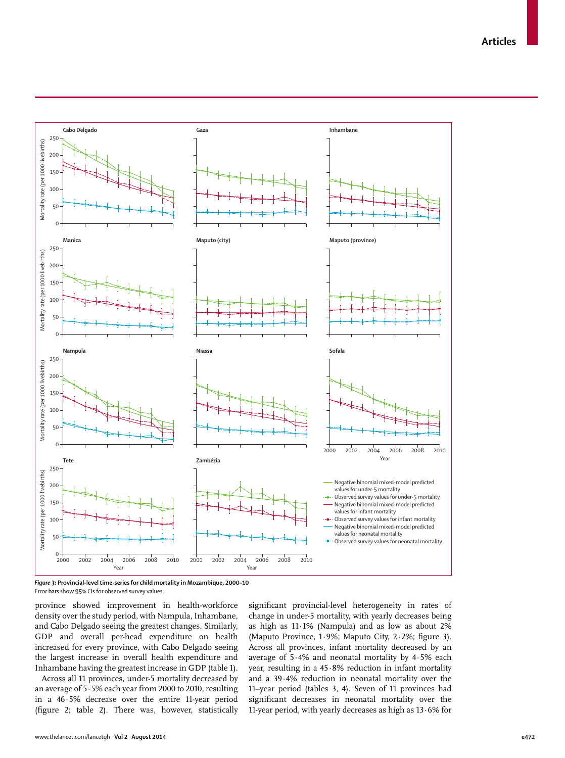*Figure 3:* **Provincial-level time-series for child mortality in Mozambique, 2000–10**
Error bars show 95% CIs for observed survey values.

province showed improvement in health-workforce density over the study period, with Nampula, Inhambane, and Cabo Delgado seeing the greatest changes. Similarly, GDP and overall per-head expenditure on health increased for every province, with Cabo Delgado seeing the largest increase in overall health expenditure and Inhambane having the greatest increase in GDP (table 1).

Across all 11 provinces, under-5 mortality decreased by an average of 5·5% each year from 2000 to 2010, resulting in a 46·5% decrease over the entire 11-year period (figure 2; table 2). There was, however, statistically significant provincial-level heterogeneity in rates of change in under-5 mortality, with yearly decreases being as high as 11·1% (Nampula) and as low as about 2% (Maputo Province, 1·9%; Maputo City, 2·2%; figure 3). Across all provinces, infant mortality decreased by an average of 5·4% and neonatal mortality by 4·5% each year, resulting in a 45·8% reduction in infant mortality and a 39·4% reduction in neonatal mortality over the 11–year period (tables 3, 4). Seven of 11 provinces had significant decreases in neonatal mortality over the 11-year period, with yearly decreases as high as 13·6% for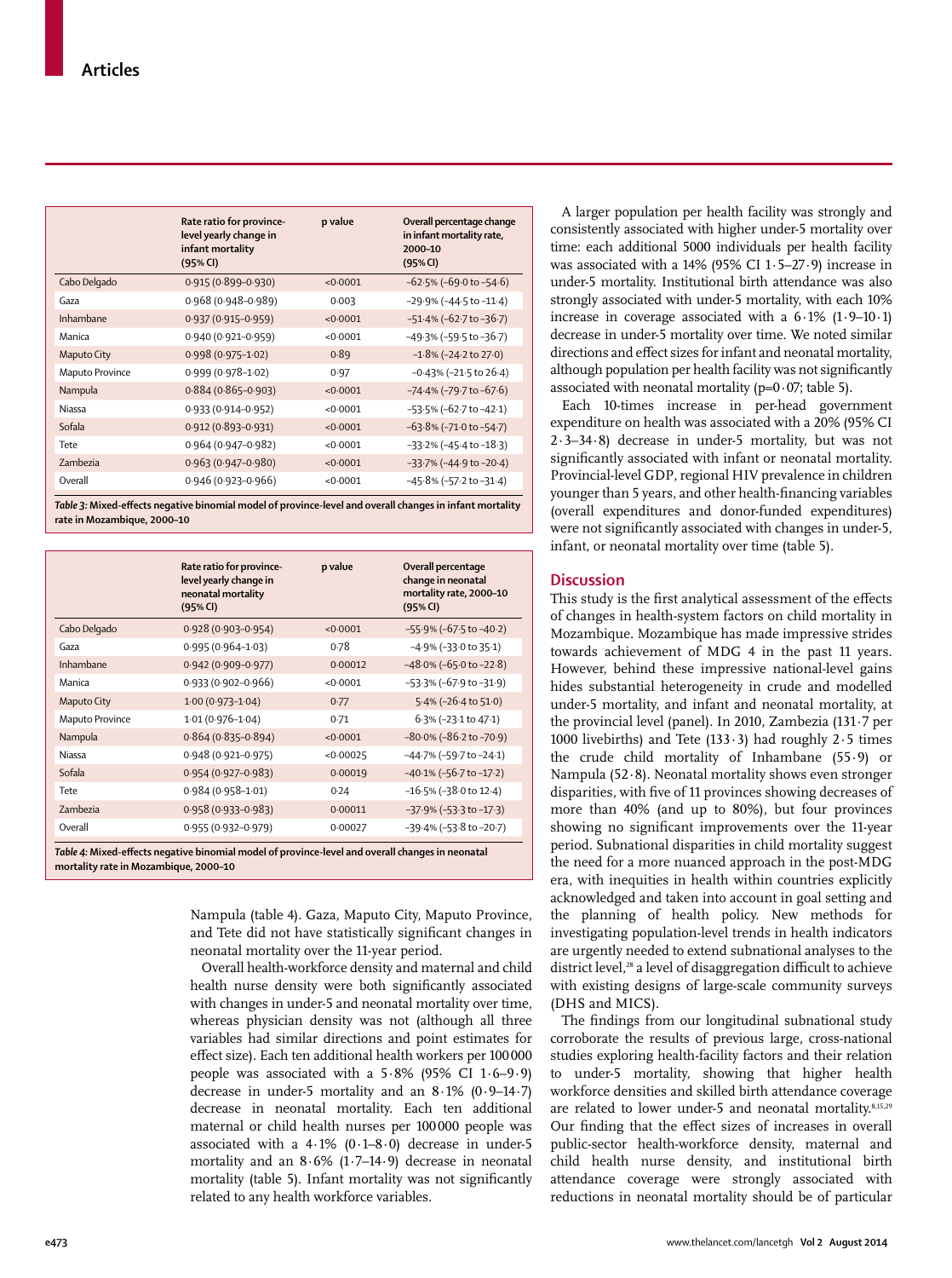| | Rate ratio for province-level yearly change in infant mortality (95% CI) | p value | Overall percentage change in infant mortality rate, 2000–10 (95% CI) |
|---|---|---|---|
| Cabo Delgado | 0·915 (0·899–0·930) | <0·0001 | –62·5% (–69·0 to –54·6) |
| Gaza | 0·968 (0·948–0·989) | 0·003 | –29·9% (–44·5 to –11·4) |
| Inhambane | 0·937 (0·915–0·959) | <0·0001 | –51·4% (–62·7 to –36·7) |
| Manica | 0·940 (0·921–0·959) | <0·0001 | –49·3% (–59·5 to –36·7) |
| Maputo City | 0·998 (0·975–1·02) | 0·89 | –1·8% (–24·2 to 27·0) |
| Maputo Province | 0·999 (0·978–1·02) | 0·97 | –0·43% (–21·5 to 26·4) |
| Nampula | 0·884 (0·865–0·903) | <0·0001 | –74·4% (–79·7 to –67·6) |
| Niassa | 0·933 (0·914–0·952) | <0·0001 | –53·5% (–62·7 to –42·1) |
| Sofala | 0·912 (0·893–0·931) | <0·0001 | –63·8% (–71·0 to –54·7) |
| Tete | 0·964 (0·947–0·982) | <0·0001 | –33·2% (–45·4 to –18·3) |
| Zambezia | 0·963 (0·947–0·980) | <0·0001 | –33·7% (–44·9 to –20·4) |
| Overall | 0·946 (0·923–0·966) | <0·0001 | –45·8% (–57·2 to –31·4) |

*Table 3:* **Mixed-effects negative binomial model of province-level and overall changes in infant mortality rate in Mozambique, 2000–10**

| | Rate ratio for province-level yearly change in neonatal mortality (95% CI) | p value | Overall percentage change in neonatal mortality rate, 2000–10 (95% CI) |
|---|---|---|---|
| Cabo Delgado | 0·928 (0·903–0·954) | <0·0001 | –55·9% (–67·5 to –40·2) |
| Gaza | 0·995 (0·964–1·03) | 0·78 | –4·9% (–33·0 to 35·1) |
| Inhambane | 0·942 (0·909–0·977) | 0·00012 | –48·0% (–65·0 to –22·8) |
| Manica | 0·933 (0·902–0·966) | <0·0001 | –53·3% (–67·9 to –31·9) |
| Maputo City | 1·00 (0·973–1·04) | 0·77 | 5·4% (–26·4 to 51·0) |
| Maputo Province | 1·01 (0·976–1·04) | 0·71 | 6·3% (–23·1 to 47·1) |
| Nampula | 0·864 (0·835–0·894) | <0·0001 | –80·0% (–86·2 to –70·9) |
| Niassa | 0·948 (0·921–0·975) | <0·00025 | –44·7% (–59·7 to –24·1) |
| Sofala | 0·954 (0·927–0·983) | 0·00019 | –40·1% (–56·7 to –17·2) |
| Tete | 0·984 (0·958–1·01) | 0·24 | –16·5% (–38·0 to 12·4) |
| Zambezia | 0·958 (0·933–0·983) | 0·00011 | –37·9% (–53·3 to –17·3) |
| Overall | 0·955 (0·932–0·979) | 0·00027 | –39·4% (–53·8 to –20·7) |

*Table 4:* **Mixed-effects negative binomial model of province-level and overall changes in neonatal mortality rate in Mozambique, 2000–10**

Nampula (table 4). Gaza, Maputo City, Maputo Province, and Tete did not have statistically significant changes in neonatal mortality over the 11-year period.

Overall health-workforce density and maternal and child health nurse density were both significantly associated with changes in under-5 and neonatal mortality over time, whereas physician density was not (although all three variables had similar directions and point estimates for effect size). Each ten additional health workers per 100 000 people was associated with a 5·8% (95% CI 1·6–9·9) decrease in under-5 mortality and an 8·1% (0·9–14·7) decrease in neonatal mortality. Each ten additional maternal or child health nurses per 100 000 people was associated with a 4·1% (0·1–8·0) decrease in under-5 mortality and an 8·6% (1·7–14·9) decrease in neonatal mortality (table 5). Infant mortality was not significantly related to any health workforce variables.

A larger population per health facility was strongly and consistently associated with higher under-5 mortality over time: each additional 5000 individuals per health facility was associated with a 14% (95% CI 1·5–27·9) increase in under-5 mortality. Institutional birth attendance was also strongly associated with under-5 mortality, with each 10% increase in coverage associated with a 6·1% (1·9–10·1) decrease in under-5 mortality over time. We noted similar directions and effect sizes for infant and neonatal mortality, although population per health facility was not significantly associated with neonatal mortality (p=0·07; table 5).

Each 10-times increase in per-head government expenditure on health was associated with a 20% (95% CI 2·3–34·8) decrease in under-5 mortality, but was not significantly associated with infant or neonatal mortality. Provincial-level GDP, regional HIV prevalence in children younger than 5 years, and other health-financing variables (overall expenditures and donor-funded expenditures) were not significantly associated with changes in under-5, infant, or neonatal mortality over time (table 5).

## Discussion

This study is the first analytical assessment of the effects of changes in health-system factors on child mortality in Mozambique. Mozambique has made impressive strides towards achievement of MDG 4 in the past 11 years. However, behind these impressive national-level gains hides substantial heterogeneity in crude and modelled under-5 mortality, and infant and neonatal mortality, at the provincial level (panel). In 2010, Zambezia (131·7 per 1000 livebirths) and Tete (133·3) had roughly 2·5 times the crude child mortality of Inhambane (55·9) or Nampula (52·8). Neonatal mortality shows even stronger disparities, with five of 11 provinces showing decreases of more than 40% (and up to 80%), but four provinces showing no significant improvements over the 11-year period. Subnational disparities in child mortality suggest the need for a more nuanced approach in the post-MDG era, with inequities in health within countries explicitly acknowledged and taken into account in goal setting and the planning of health policy. New methods for investigating population-level trends in health indicators are urgently needed to extend subnational analyses to the district level,[28] a level of disaggregation difficult to achieve with existing designs of large-scale community surveys (DHS and MICS).

The findings from our longitudinal subnational study corroborate the results of previous large, cross-national studies exploring health-facility factors and their relation to under-5 mortality, showing that higher health workforce densities and skilled birth attendance coverage are related to lower under-5 and neonatal mortality.[8,15,29] Our finding that the effect sizes of increases in overall public-sector health-workforce density, maternal and child health nurse density, and institutional birth attendance coverage were strongly associated with reductions in neonatal mortality should be of particular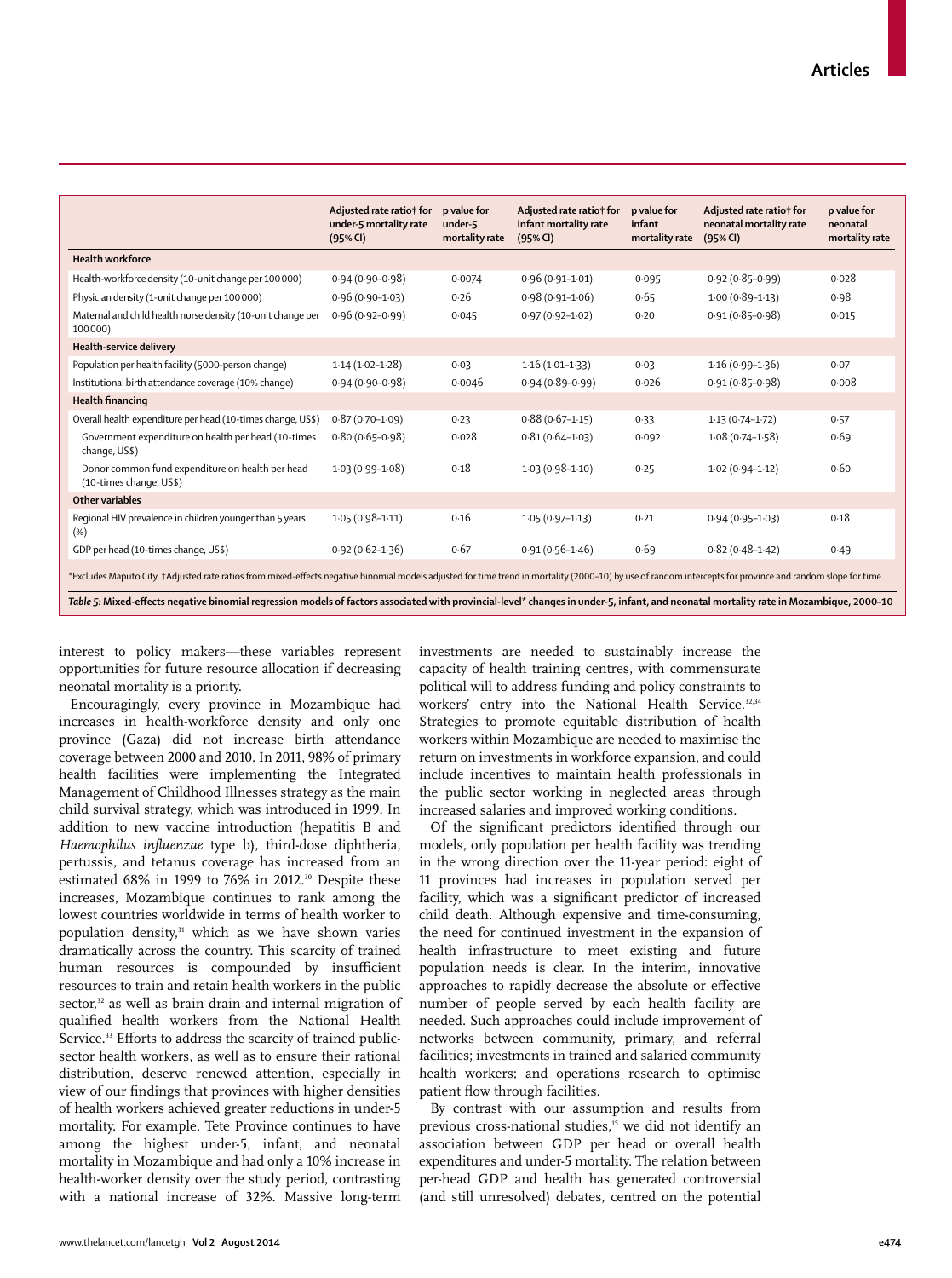| | Adjusted rate ratio† for under-5 mortality rate (95% CI) | p value for under-5 mortality rate | Adjusted rate ratio† for infant mortality rate (95% CI) | p value for infant mortality rate | Adjusted rate ratio† for neonatal mortality rate (95% CI) | p value for neonatal mortality rate |
|---|---|---|---|---|---|---|
| **Health workforce** | | | | | | |
| Health-workforce density (10-unit change per 100 000) | 0·94 (0·90–0·98) | 0·0074 | 0·96 (0·91–1·01) | 0·095 | 0·92 (0·85–0·99) | 0·028 |
| Physician density (1-unit change per 100 000) | 0·96 (0·90–1·03) | 0·26 | 0·98 (0·91–1·06) | 0·65 | 1·00 (0·89–1·13) | 0·98 |
| Maternal and child health nurse density (10-unit change per 100 000) | 0·96 (0·92–0·99) | 0·045 | 0·97 (0·92–1·02) | 0·20 | 0·91 (0·85–0·98) | 0·015 |
| **Health-service delivery** | | | | | | |
| Population per health facility (5000-person change) | 1·14 (1·02–1·28) | 0·03 | 1·16 (1·01–1·33) | 0·03 | 1·16 (0·99–1·36) | 0·07 |
| Institutional birth attendance coverage (10% change) | 0·94 (0·90–0·98) | 0·0046 | 0·94 (0·89–0·99) | 0·026 | 0·91 (0·85–0·98) | 0·008 |
| **Health financing** | | | | | | |
| Overall health expenditure per head (10-times change, US$) | 0·87 (0·70–1·09) | 0·23 | 0·88 (0·67–1·15) | 0·33 | 1·13 (0·74–1·72) | 0·57 |
| Government expenditure on health per head (10-times change, US$) | 0·80 (0·65–0·98) | 0·028 | 0·81 (0·64–1·03) | 0·092 | 1·08 (0·74–1·58) | 0·69 |
| Donor common fund expenditure on health per head (10-times change, US$) | 1·03 (0·99–1·08) | 0·18 | 1·03 (0·98–1·10) | 0·25 | 1·02 (0·94–1·12) | 0·60 |
| **Other variables** | | | | | | |
| Regional HIV prevalence in children younger than 5 years (%) | 1·05 (0·98–1·11) | 0·16 | 1·05 (0·97–1·13) | 0·21 | 0·94 (0·95–1·03) | 0·18 |
| GDP per head (10-times change, US$) | 0·92 (0·62–1·36) | 0·67 | 0·91 (0·56–1·46) | 0·69 | 0·82 (0·48–1·42) | 0·49 |

*Excludes Maputo City. †Adjusted rate ratios from mixed-effects negative binomial models adjusted for time trend in mortality (2000–10) by use of random intercepts for province and random slope for time.

***Table 5:** Mixed-effects negative binomial regression models of factors associated with provincial-level* changes in under-5, infant, and neonatal mortality rate in Mozambique, 2000–10*

interest to policy makers—these variables represent opportunities for future resource allocation if decreasing neonatal mortality is a priority.

Encouragingly, every province in Mozambique had increases in health-workforce density and only one province (Gaza) did not increase birth attendance coverage between 2000 and 2010. In 2011, 98% of primary health facilities were implementing the Integrated Management of Childhood Illnesses strategy as the main child survival strategy, which was introduced in 1999. In addition to new vaccine introduction (hepatitis B and *Haemophilus influenzae* type b), third-dose diphtheria, pertussis, and tetanus coverage has increased from an estimated 68% in 1999 to 76% in 2012.[30] Despite these increases, Mozambique continues to rank among the lowest countries worldwide in terms of health worker to population density,[31] which as we have shown varies dramatically across the country. This scarcity of trained human resources is compounded by insufficient resources to train and retain health workers in the public sector,[32] as well as brain drain and internal migration of qualified health workers from the National Health Service.[33] Efforts to address the scarcity of trained public-sector health workers, as well as to ensure their rational distribution, deserve renewed attention, especially in view of our findings that provinces with higher densities of health workers achieved greater reductions in under-5 mortality. For example, Tete Province continues to have among the highest under-5, infant, and neonatal mortality in Mozambique and had only a 10% increase in health-worker density over the study period, contrasting with a national increase of 32%. Massive long-term investments are needed to sustainably increase the capacity of health training centres, with commensurate political will to address funding and policy constraints to workers' entry into the National Health Service.[32,34] Strategies to promote equitable distribution of health workers within Mozambique are needed to maximise the return on investments in workforce expansion, and could include incentives to maintain health professionals in the public sector working in neglected areas through increased salaries and improved working conditions.

Of the significant predictors identified through our models, only population per health facility was trending in the wrong direction over the 11-year period: eight of 11 provinces had increases in population served per facility, which was a significant predictor of increased child death. Although expensive and time-consuming, the need for continued investment in the expansion of health infrastructure to meet existing and future population needs is clear. In the interim, innovative approaches to rapidly decrease the absolute or effective number of people served by each health facility are needed. Such approaches could include improvement of networks between community, primary, and referral facilities; investments in trained and salaried community health workers; and operations research to optimise patient flow through facilities.

By contrast with our assumption and results from previous cross-national studies,[15] we did not identify an association between GDP per head or overall health expenditures and under-5 mortality. The relation between per-head GDP and health has generated controversial (and still unresolved) debates, centred on the potential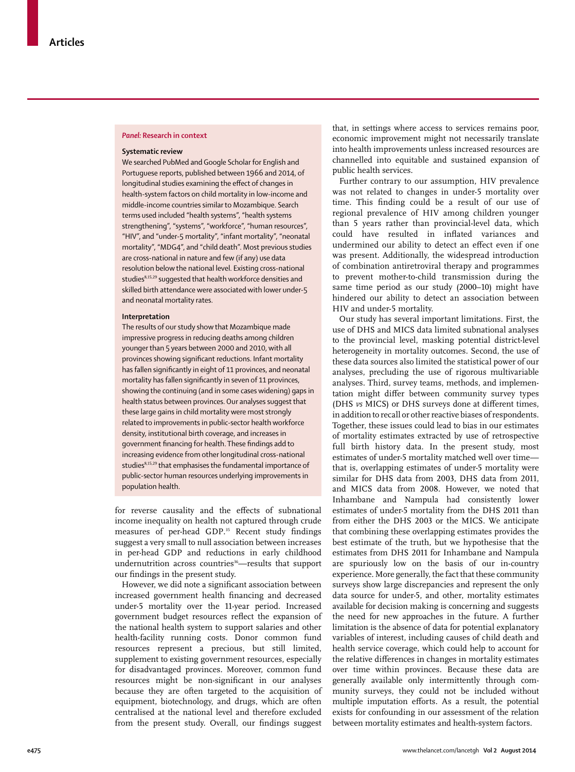## *Panel:* Research in context

### Systematic review

We searched PubMed and Google Scholar for English and Portuguese reports, published between 1966 and 2014, of longitudinal studies examining the effect of changes in health-system factors on child mortality in low-income and middle-income countries similar to Mozambique. Search terms used included "health systems", "health systems strengthening", "systems", "workforce", "human resources", "HIV", and "under-5 mortality", "infant mortality", "neonatal mortality", "MDG4", and "child death". Most previous studies are cross-national in nature and few (if any) use data resolution below the national level. Existing cross-national studies[8,15,29] suggested that health workforce densities and skilled birth attendance were associated with lower under-5 and neonatal mortality rates.

### Interpretation

The results of our study show that Mozambique made impressive progress in reducing deaths among children younger than 5 years between 2000 and 2010, with all provinces showing significant reductions. Infant mortality has fallen significantly in eight of 11 provinces, and neonatal mortality has fallen significantly in seven of 11 provinces, showing the continuing (and in some cases widening) gaps in health status between provinces. Our analyses suggest that these large gains in child mortality were most strongly related to improvements in public-sector health workforce density, institutional birth coverage, and increases in government financing for health. These findings add to increasing evidence from other longitudinal cross-national studies[8,15,29] that emphasises the fundamental importance of public-sector human resources underlying improvements in population health.

for reverse causality and the effects of subnational income inequality on health not captured through crude measures of per-head GDP.[35] Recent study findings suggest a very small to null association between increases in per-head GDP and reductions in early childhood undernutrition across countries[36]—results that support our findings in the present study.

However, we did note a significant association between increased government health financing and decreased under-5 mortality over the 11-year period. Increased government budget resources reflect the expansion of the national health system to support salaries and other health-facility running costs. Donor common fund resources represent a precious, but still limited, supplement to existing government resources, especially for disadvantaged provinces. Moreover, common fund resources might be non-significant in our analyses because they are often targeted to the acquisition of equipment, biotechnology, and drugs, which are often centralised at the national level and therefore excluded from the present study. Overall, our findings suggest that, in settings where access to services remains poor, economic improvement might not necessarily translate into health improvements unless increased resources are channelled into equitable and sustained expansion of public health services.

Further contrary to our assumption, HIV prevalence was not related to changes in under-5 mortality over time. This finding could be a result of our use of regional prevalence of HIV among children younger than 5 years rather than provincial-level data, which could have resulted in inflated variances and undermined our ability to detect an effect even if one was present. Additionally, the widespread introduction of combination antiretroviral therapy and programmes to prevent mother-to-child transmission during the same time period as our study (2000–10) might have hindered our ability to detect an association between HIV and under-5 mortality.

Our study has several important limitations. First, the use of DHS and MICS data limited subnational analyses to the provincial level, masking potential district-level heterogeneity in mortality outcomes. Second, the use of these data sources also limited the statistical power of our analyses, precluding the use of rigorous multivariable analyses. Third, survey teams, methods, and implementation might differ between community survey types (DHS *vs* MICS) or DHS surveys done at different times, in addition to recall or other reactive biases of respondents. Together, these issues could lead to bias in our estimates of mortality estimates extracted by use of retrospective full birth history data. In the present study, most estimates of under-5 mortality matched well over time—that is, overlapping estimates of under-5 mortality were similar for DHS data from 2003, DHS data from 2011, and MICS data from 2008. However, we noted that Inhambane and Nampula had consistently lower estimates of under-5 mortality from the DHS 2011 than from either the DHS 2003 or the MICS. We anticipate that combining these overlapping estimates provides the best estimate of the truth, but we hypothesise that the estimates from DHS 2011 for Inhambane and Nampula are spuriously low on the basis of our in-country experience. More generally, the fact that these community surveys show large discrepancies and represent the only data source for under-5, and other, mortality estimates available for decision making is concerning and suggests the need for new approaches in the future. A further limitation is the absence of data for potential explanatory variables of interest, including causes of child death and health service coverage, which could help to account for the relative differences in changes in mortality estimates over time within provinces. Because these data are generally available only intermittently through community surveys, they could not be included without multiple imputation efforts. As a result, the potential exists for confounding in our assessment of the relation between mortality estimates and health-system factors.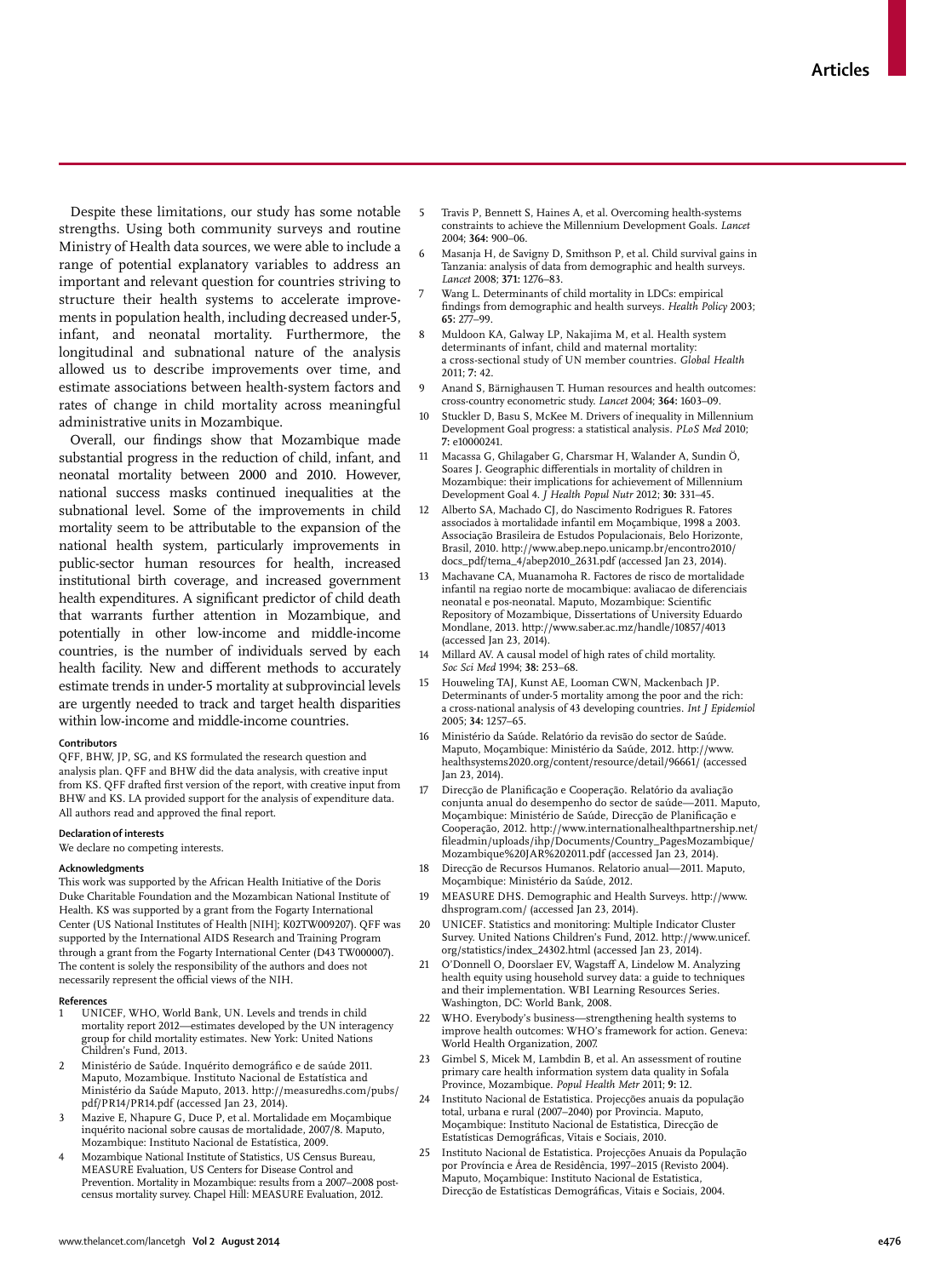Despite these limitations, our study has some notable strengths. Using both community surveys and routine Ministry of Health data sources, we were able to include a range of potential explanatory variables to address an important and relevant question for countries striving to structure their health systems to accelerate improvements in population health, including decreased under-5, infant, and neonatal mortality. Furthermore, the longitudinal and subnational nature of the analysis allowed us to describe improvements over time, and estimate associations between health-system factors and rates of change in child mortality across meaningful administrative units in Mozambique.

Overall, our findings show that Mozambique made substantial progress in the reduction of child, infant, and neonatal mortality between 2000 and 2010. However, national success masks continued inequalities at the subnational level. Some of the improvements in child mortality seem to be attributable to the expansion of the national health system, particularly improvements in public-sector human resources for health, increased institutional birth coverage, and increased government health expenditures. A significant predictor of child death that warrants further attention in Mozambique, and potentially in other low-income and middle-income countries, is the number of individuals served by each health facility. New and different methods to accurately estimate trends in under-5 mortality at subprovincial levels are urgently needed to track and target health disparities within low-income and middle-income countries.

#### Contributors

QFF, BHW, JP, SG, and KS formulated the research question and analysis plan. QFF and BHW did the data analysis, with creative input from KS. QFF drafted first version of the report, with creative input from BHW and KS. LA provided support for the analysis of expenditure data. All authors read and approved the final report.

#### Declaration of interests

We declare no competing interests.

#### Acknowledgments

This work was supported by the African Health Initiative of the Doris Duke Charitable Foundation and the Mozambican National Institute of Health. KS was supported by a grant from the Fogarty International Center (US National Institutes of Health [NIH]; K02TW009207). QFF was supported by the International AIDS Research and Training Program through a grant from the Fogarty International Center (D43 TW000007). The content is solely the responsibility of the authors and does not necessarily represent the official views of the NIH.

#### References

1. UNICEF, WHO, World Bank, UN. Levels and trends in child mortality report 2012—estimates developed by the UN interagency group for child mortality estimates. New York: United Nations Children's Fund, 2013.
2. Ministério de Saúde. Inquérito demográfico e de saúde 2011. Maputo, Mozambique. Instituto Nacional de Estatística and Ministério da Saúde Maputo, 2013. http://measuredhs.com/pubs/pdf/PR14/PR14.pdf (accessed Jan 23, 2014).
3. Mazive E, Nhapure G, Duce P, et al. Mortalidade em Moçambique inquérito nacional sobre causas de mortalidade, 2007/8. Maputo, Mozambique: Instituto Nacional de Estatística, 2009.
4. Mozambique National Institute of Statistics, US Census Bureau, MEASURE Evaluation, US Centers for Disease Control and Prevention. Mortality in Mozambique: results from a 2007–2008 post-census mortality survey. Chapel Hill: MEASURE Evaluation, 2012.
5. Travis P, Bennett S, Haines A, et al. Overcoming health-systems constraints to achieve the Millennium Development Goals. *Lancet* 2004; **364:** 900–06.
6. Masanja H, de Savigny D, Smithson P, et al. Child survival gains in Tanzania: analysis of data from demographic and health surveys. *Lancet* 2008; **371:** 1276–83.
7. Wang L. Determinants of child mortality in LDCs: empirical findings from demographic and health surveys. *Health Policy* 2003; **65:** 277–99.
8. Muldoon KA, Galway LP, Nakajima M, et al. Health system determinants of infant, child and maternal mortality: a cross-sectional study of UN member countries. *Global Health* 2011; **7:** 42.
9. Anand S, Bärnighausen T. Human resources and health outcomes: cross-country econometric study. *Lancet* 2004; **364:** 1603–09.
10. Stuckler D, Basu S, McKee M. Drivers of inequality in Millennium Development Goal progress: a statistical analysis. *PLoS Med* 2010; **7:** e10000241.
11. Macassa G, Ghilagaber G, Charsmar H, Walander A, Sundin Ö, Soares J. Geographic differentials in mortality of children in Mozambique: their implications for achievement of Millennium Development Goal 4. *J Health Popul Nutr* 2012; **30:** 331–45.
12. Alberto SA, Machado CJ, do Nascimento Rodrigues R. Fatores associados à mortalidade infantil em Moçambique, 1998 a 2003. Associação Brasileira de Estudos Populacionais, Belo Horizonte, Brasil, 2010. http://www.abep.nepo.unicamp.br/encontro2010/docs_pdf/tema_4/abep2010_2631.pdf (accessed Jan 23, 2014).
13. Machavane CA, Muanamoha R. Factores de risco de mortalidade infantil na regiao norte de mocambique: avaliacao de diferenciais neonatal e pos-neonatal. Maputo, Mozambique: Scientific Repository of Mozambique, Dissertations of University Eduardo Mondlane, 2013. http://www.saber.ac.mz/handle/10857/4013 (accessed Jan 23, 2014).
14. Millard AV. A causal model of high rates of child mortality. *Soc Sci Med* 1994; **38:** 253–68.
15. Houweling TAJ, Kunst AE, Looman CWN, Mackenbach JP. Determinants of under-5 mortality among the poor and the rich: a cross-national analysis of 43 developing countries. *Int J Epidemiol* 2005; **34:** 1257–65.
16. Ministério da Saúde. Relatório da revisão do sector de Saúde. Maputo, Moçambique: Ministério da Saúde, 2012. http://www.healthsystems2020.org/content/resource/detail/96661/ (accessed Jan 23, 2014).
17. Direcção de Planificação e Cooperação. Relatório da avaliação conjunta anual do desempenho do sector de saúde—2011. Maputo, Moçambique: Ministério de Saúde, Direcção de Planificação e Cooperação, 2012. http://www.internationalhealthpartnership.net/fileadmin/uploads/ihp/Documents/Country_PagesMozambique/Mozambique%20JAR%202011.pdf (accessed Jan 23, 2014).
18. Direcção de Recursos Humanos. Relatorio anual—2011. Maputo, Moçambique: Ministério da Saúde, 2012.
19. MEASURE DHS. Demographic and Health Surveys. http://www.dhsprogram.com/ (accessed Jan 23, 2014).
20. UNICEF. Statistics and monitoring: Multiple Indicator Cluster Survey. United Nations Children's Fund, 2012. http://www.unicef.org/statistics/index_24302.html (accessed Jan 23, 2014).
21. O'Donnell O, Doorslaer EV, Wagstaff A, Lindelow M. Analyzing health equity using household survey data: a guide to techniques and their implementation. WBI Learning Resources Series. Washington, DC: World Bank, 2008.
22. WHO. Everybody's business—strengthening health systems to improve health outcomes: WHO's framework for action. Geneva: World Health Organization, 2007.
23. Gimbel S, Micek M, Lambdin B, et al. An assessment of routine primary care health information system data quality in Sofala Province, Mozambique. *Popul Health Metr* 2011; **9:** 12.
24. Instituto Nacional de Estatistica. Projecções anuais da população total, urbana e rural (2007–2040) por Provincia. Maputo, Moçambique: Instituto Nacional de Estatistica, Direcção de Estatísticas Demográficas, Vitais e Sociais, 2010.
25. Instituto Nacional de Estatistica. Projecções Anuais da População por Província e Área de Residência, 1997–2015 (Revisto 2004). Maputo, Moçambique: Instituto Nacional de Estatistica, Direcção de Estatísticas Demográficas, Vitais e Sociais, 2004.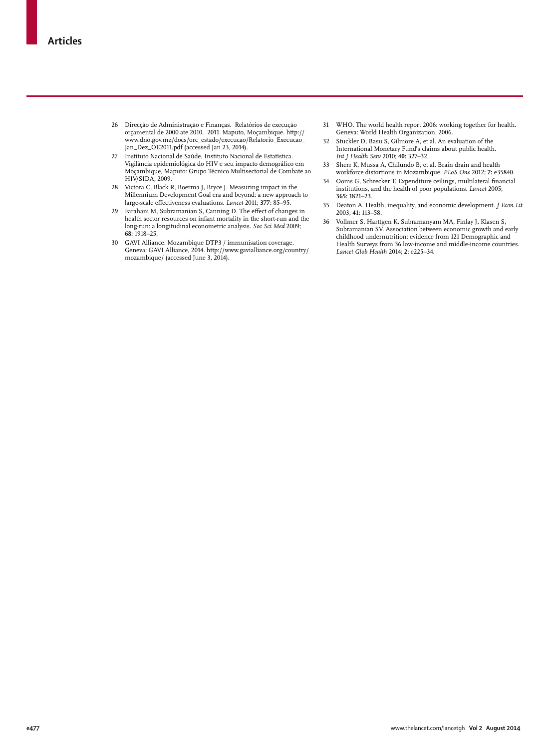26 Direcção de Administração e Finanças. Relatórios de execução orçamental de 2000 ate 2010. 2011. Maputo, Moçambique. http://www.dno.gov.mz/docs/orc_estado/execucao/Relatorio_Execucao_Jan_Dez_OE2011.pdf (accessed Jan 23, 2014).

27 Instituto Nacional de Saúde, Instituto Nacional de Estatística. Vigilância epidemiológica do HIV e seu impacto demográfico em Moçambique, Maputo: Grupo Técnico Multisectorial de Combate ao HIV/SIDA, 2009.

28 Victora C, Black R, Boerma J, Bryce J. Measuring impact in the Millennium Development Goal era and beyond: a new approach to large-scale effectiveness evaluations. *Lancet* 2011; **377:** 85–95.

29 Farahani M, Subramanian S, Canning D. The effect of changes in health sector resources on infant mortality in the short-run and the long-run: a longitudinal econometric analysis. *Soc Sci Med* 2009; **68:** 1918–25.

30 GAVI Alliance. Mozambique DTP3 / immunisation coverage. Geneva: GAVI Alliance, 2014. http://www.gavialliance.org/country/mozambique/ (accessed June 3, 2014).

31 WHO. The world health report 2006: working together for health. Geneva: World Health Organization, 2006.

32 Stuckler D, Basu S, Gilmore A, et al. An evaluation of the International Monetary Fund's claims about public health. *Int J Health Serv* 2010; **40:** 327–32.

33 Sherr K, Mussa A, Chilundo B, et al. Brain drain and health workforce distortions in Mozambique. *PLoS One* 2012; **7:** e35840.

34 Ooms G, Schrecker T. Expenditure ceilings, multilateral financial institutions, and the health of poor populations. *Lancet* 2005; **365:** 1821–23.

35 Deaton A. Health, inequality, and economic development. *J Econ Lit* 2003; **41:** 113–58.

36 Vollmer S, Harttgen K, Subramanyam MA, Finlay J, Klasen S, Subramanian SV. Association between economic growth and early childhood undernutrition: evidence from 121 Demographic and Health Surveys from 36 low-income and middle-income countries. *Lancet Glob Health* 2014; **2:** e225–34.